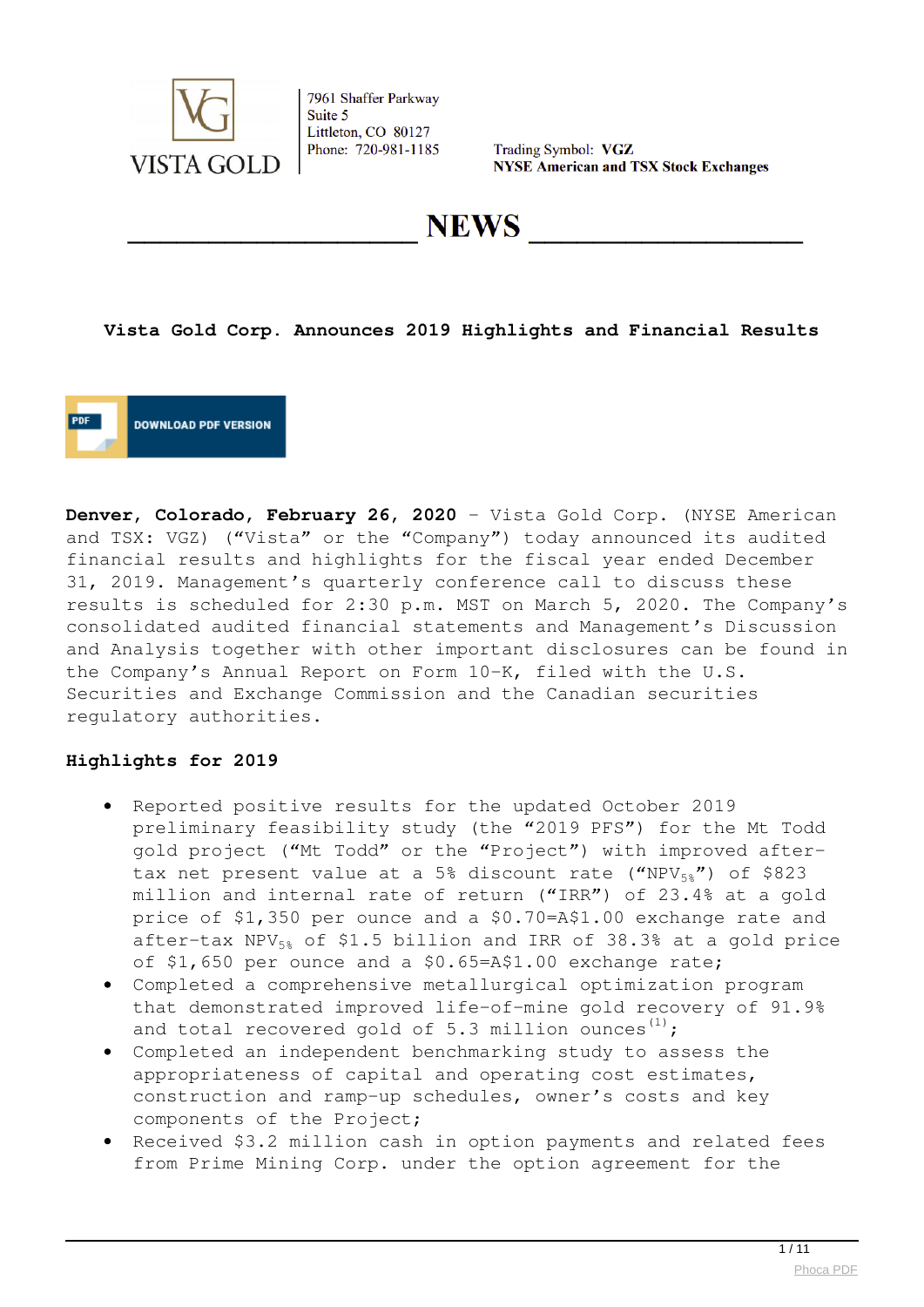VISTA GOLD

7961 Shaffer Parkway
Suite 5
Littleton, CO 80127
Phone: 720-981-1185

Trading Symbol: **VGZ**
**NYSE American and TSX Stock Exchanges**

# NEWS

## Vista Gold Corp. Announces 2019 Highlights and Financial Results

DOWNLOAD PDF VERSION

**Denver, Colorado, February 26, 2020** – Vista Gold Corp. (NYSE American and TSX: VGZ) ("Vista" or the "Company") today announced its audited financial results and highlights for the fiscal year ended December 31, 2019. Management's quarterly conference call to discuss these results is scheduled for 2:30 p.m. MST on March 5, 2020. The Company's consolidated audited financial statements and Management's Discussion and Analysis together with other important disclosures can be found in the Company's Annual Report on Form 10-K, filed with the U.S. Securities and Exchange Commission and the Canadian securities regulatory authorities.

### Highlights for 2019

- Reported positive results for the updated October 2019 preliminary feasibility study (the "2019 PFS") for the Mt Todd gold project ("Mt Todd" or the "Project") with improved after-tax net present value at a 5% discount rate ("$NPV_{5\%}$") of $823 million and internal rate of return ("IRR") of 23.4% at a gold price of $1,350 per ounce and a $0.70=A$1.00 exchange rate and after-tax $NPV_{5\%}$ of $1.5 billion and IRR of 38.3% at a gold price of $1,650 per ounce and a $0.65=A$1.00 exchange rate;
- Completed a comprehensive metallurgical optimization program that demonstrated improved life-of-mine gold recovery of 91.9% and total recovered gold of 5.3 million ounces[(1)];
- Completed an independent benchmarking study to assess the appropriateness of capital and operating cost estimates, construction and ramp-up schedules, owner's costs and key components of the Project;
- Received $3.2 million cash in option payments and related fees from Prime Mining Corp. under the option agreement for the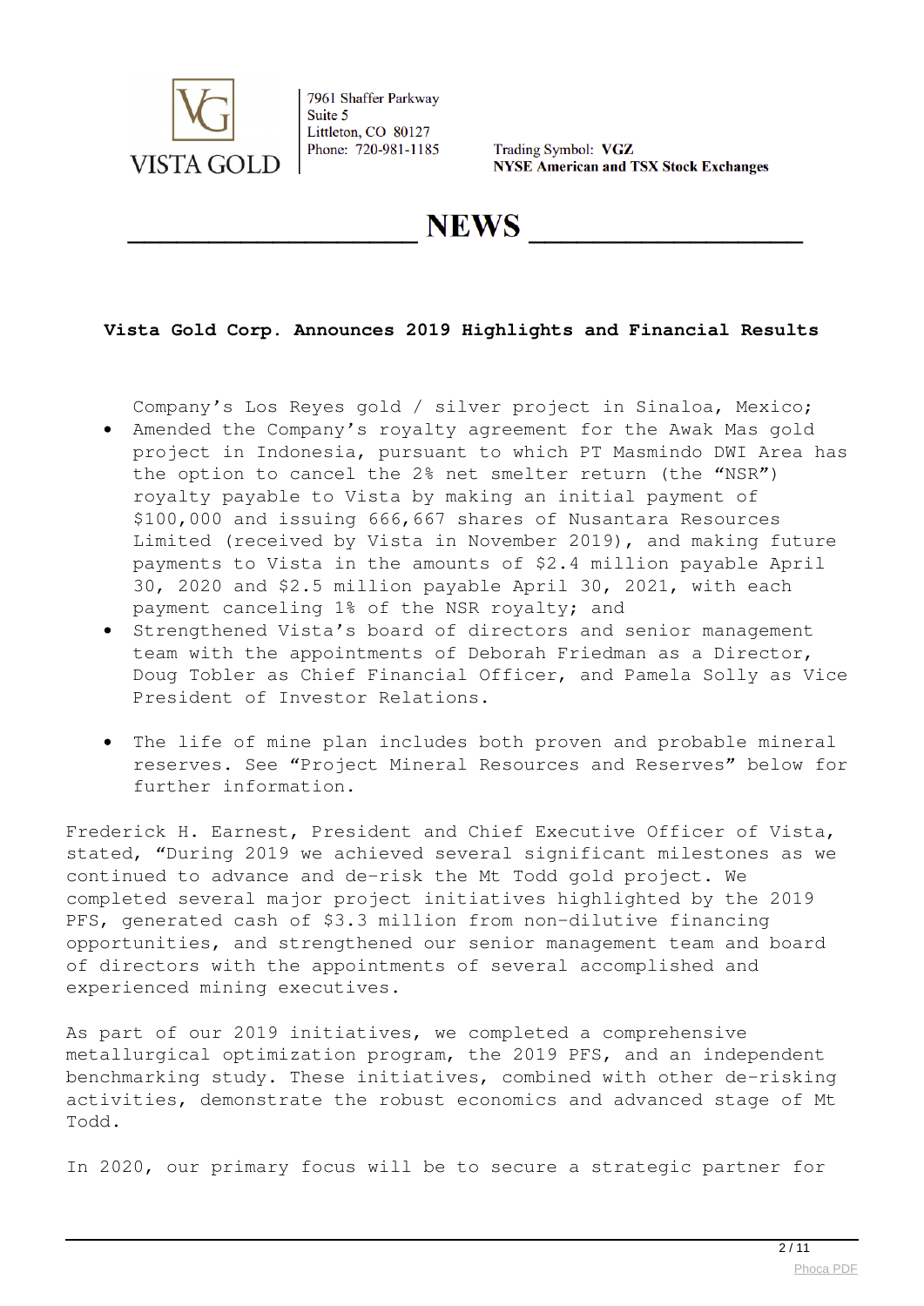# Vista Gold Corp. Announces 2019 Highlights and Financial Results

Company's Los Reyes gold / silver project in Sinaloa, Mexico;

- Amended the Company's royalty agreement for the Awak Mas gold project in Indonesia, pursuant to which PT Masmindo DWI Area has the option to cancel the 2% net smelter return (the "NSR") royalty payable to Vista by making an initial payment of $100,000 and issuing 666,667 shares of Nusantara Resources Limited (received by Vista in November 2019), and making future payments to Vista in the amounts of $2.4 million payable April 30, 2020 and $2.5 million payable April 30, 2021, with each payment canceling 1% of the NSR royalty; and
- Strengthened Vista's board of directors and senior management team with the appointments of Deborah Friedman as a Director, Doug Tobler as Chief Financial Officer, and Pamela Solly as Vice President of Investor Relations.

- The life of mine plan includes both proven and probable mineral reserves. See "Project Mineral Resources and Reserves" below for further information.

Frederick H. Earnest, President and Chief Executive Officer of Vista, stated, "During 2019 we achieved several significant milestones as we continued to advance and de-risk the Mt Todd gold project. We completed several major project initiatives highlighted by the 2019 PFS, generated cash of $3.3 million from non-dilutive financing opportunities, and strengthened our senior management team and board of directors with the appointments of several accomplished and experienced mining executives.

As part of our 2019 initiatives, we completed a comprehensive metallurgical optimization program, the 2019 PFS, and an independent benchmarking study. These initiatives, combined with other de-risking activities, demonstrate the robust economics and advanced stage of Mt Todd.

In 2020, our primary focus will be to secure a strategic partner for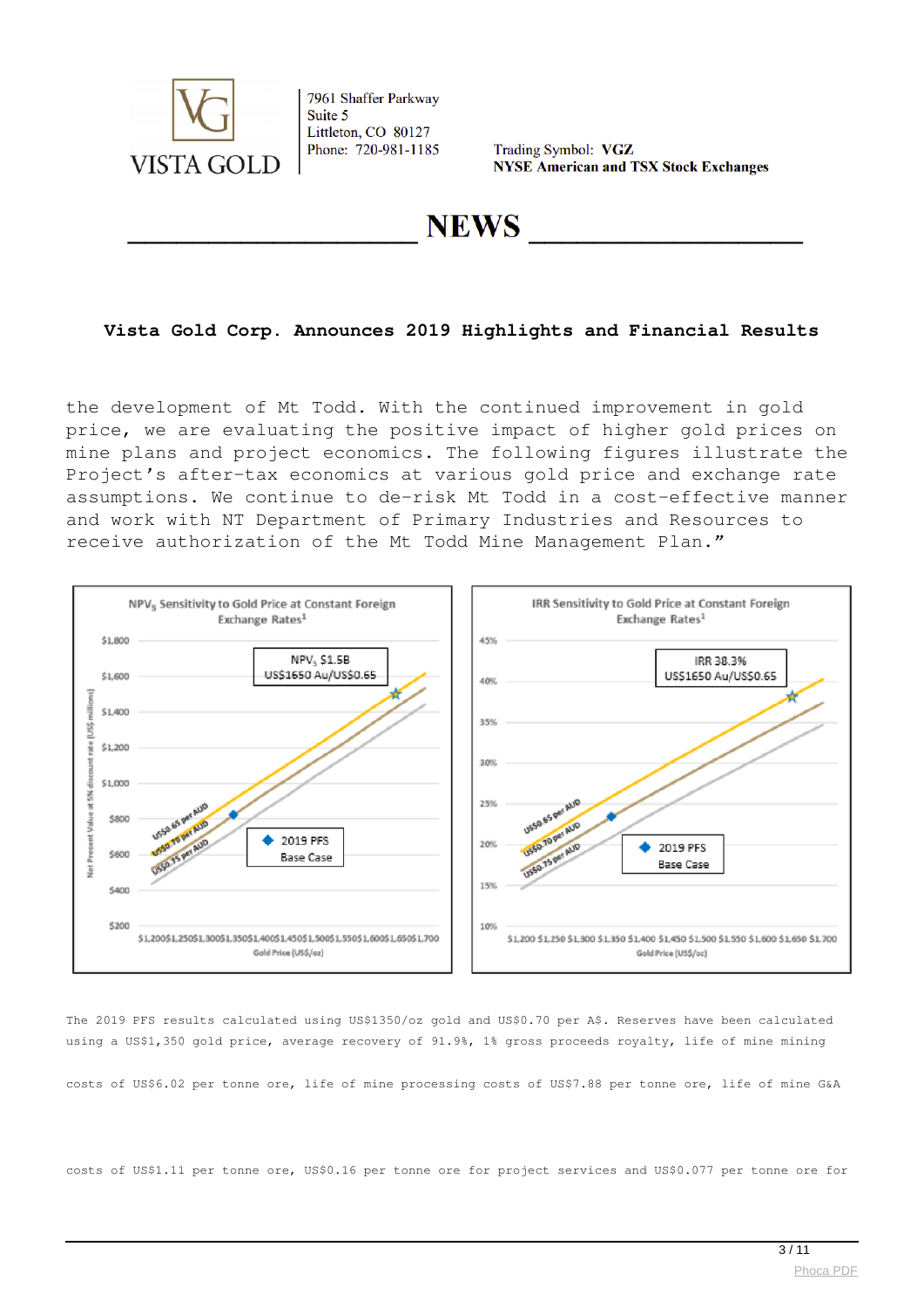# Vista Gold Corp. Announces 2019 Highlights and Financial Results

the development of Mt Todd. With the continued improvement in gold price, we are evaluating the positive impact of higher gold prices on mine plans and project economics. The following figures illustrate the Project's after-tax economics at various gold price and exchange rate assumptions. We continue to de-risk Mt Todd in a cost-effective manner and work with NT Department of Primary Industries and Resources to receive authorization of the Mt Todd Mine Management Plan."

The 2019 PFS results calculated using US$1350/oz gold and US$0.70 per A$. Reserves have been calculated using a US$1,350 gold price, average recovery of 91.9%, 1% gross proceeds royalty, life of mine mining

costs of US$6.02 per tonne ore, life of mine processing costs of US$7.88 per tonne ore, life of mine G&A

costs of US$1.11 per tonne ore, US$0.16 per tonne ore for project services and US$0.077 per tonne ore for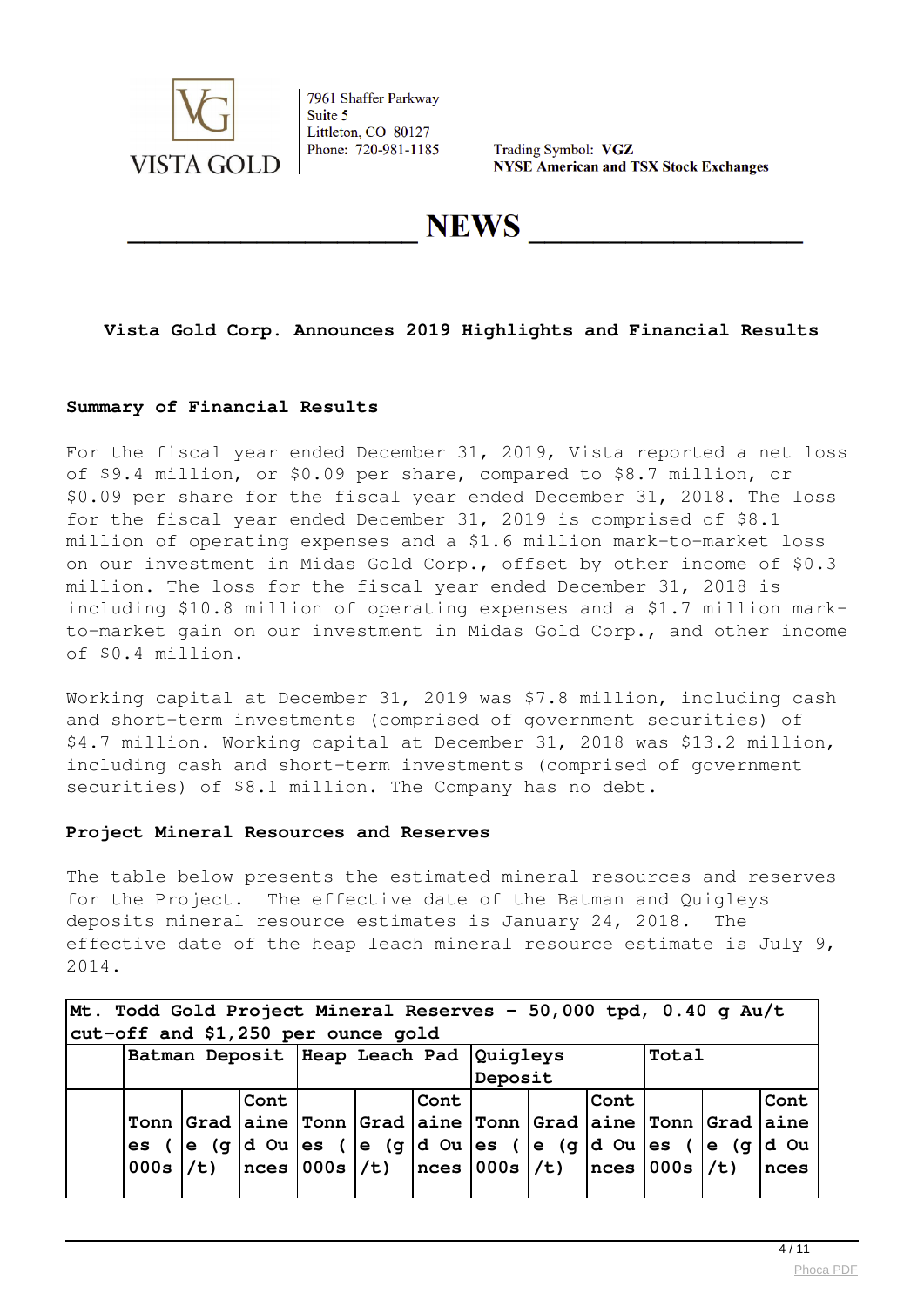Trading Symbol: **VGZ**
**NYSE American and TSX Stock Exchanges**

# NEWS

## Vista Gold Corp. Announces 2019 Highlights and Financial Results

### Summary of Financial Results

For the fiscal year ended December 31, 2019, Vista reported a net loss of $9.4 million, or $0.09 per share, compared to $8.7 million, or $0.09 per share for the fiscal year ended December 31, 2018. The loss for the fiscal year ended December 31, 2019 is comprised of $8.1 million of operating expenses and a $1.6 million mark-to-market loss on our investment in Midas Gold Corp., offset by other income of $0.3 million. The loss for the fiscal year ended December 31, 2018 is including $10.8 million of operating expenses and a $1.7 million mark-to-market gain on our investment in Midas Gold Corp., and other income of $0.4 million.

Working capital at December 31, 2019 was $7.8 million, including cash and short-term investments (comprised of government securities) of $4.7 million. Working capital at December 31, 2018 was $13.2 million, including cash and short-term investments (comprised of government securities) of $8.1 million. The Company has no debt.

### Project Mineral Resources and Reserves

The table below presents the estimated mineral resources and reserves for the Project. The effective date of the Batman and Quigleys deposits mineral resource estimates is January 24, 2018. The effective date of the heap leach mineral resource estimate is July 9, 2014.

| Mt. Todd Gold Project Mineral Reserves - 50,000 tpd, 0.40 g Au/t cut-off and $1,250 per ounce gold | | | | | | | | | | | | |
|---|---|---|---|---|---|---|---|---|---|---|---|---|
| | Batman Deposit | | | Heap Leach Pad | | | Quigleys Deposit | | | Total | | |
| | Tonnes (000s | Grade (g/t) | Contained Ounces | Tonnes (000s | Grade (g/t) | Contained Ounces | Tonnes (000s | Grade (g/t) | Contained Ounces | Tonnes (000s | Grade (g/t) | Contained Ounces |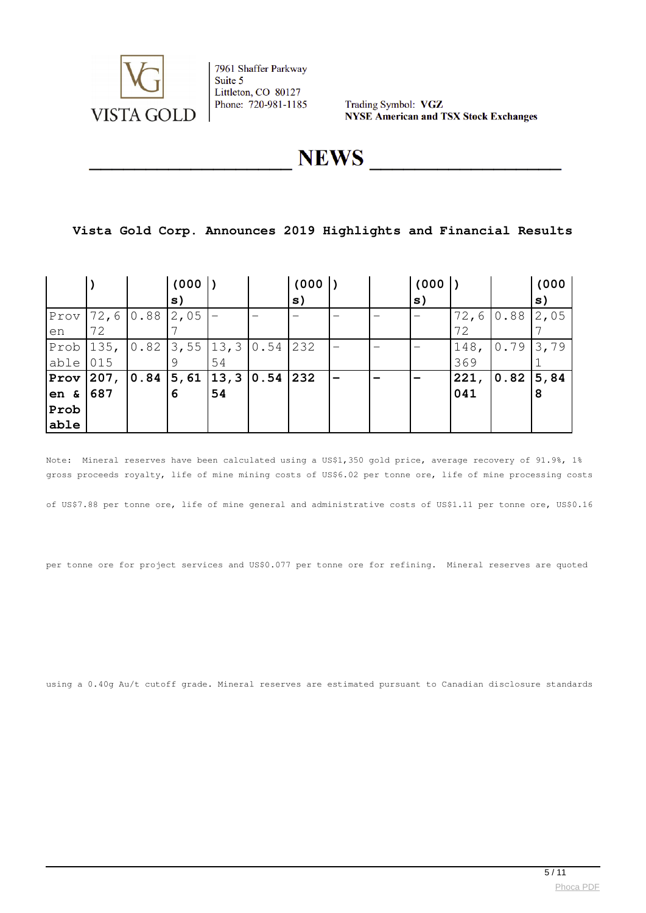# Vista Gold Corp. Announces 2019 Highlights and Financial Results

| | ) | | (000 s) | ) | | (000 s) | ) | | (000 s) | ) | | (000 s) |
|---|---|---|---|---|---|---|---|---|---|---|---|---|
| Proven | 72,672 | 0.88 | 2,057 | – | – | – | – | – | – | 72,672 | 0.88 | 2,057 |
| Probable | 135,015 | 0.82 | 3,559 | 13,354 | 0.54 | 232 | – | – | – | 148,369 | 0.79 | 3,791 |
| **Proven & Probable** | **207,687** | **0.84** | **5,616** | **13,354** | **0.54** | **232** | **–** | **–** | **–** | **221,041** | **0.82** | **5,848** |

Note: Mineral reserves have been calculated using a US$1,350 gold price, average recovery of 91.9%, 1% gross proceeds royalty, life of mine mining costs of US$6.02 per tonne ore, life of mine processing costs

of US$7.88 per tonne ore, life of mine general and administrative costs of US$1.11 per tonne ore, US$0.16

per tonne ore for project services and US$0.077 per tonne ore for refining. Mineral reserves are quoted

using a 0.40g Au/t cutoff grade. Mineral reserves are estimated pursuant to Canadian disclosure standards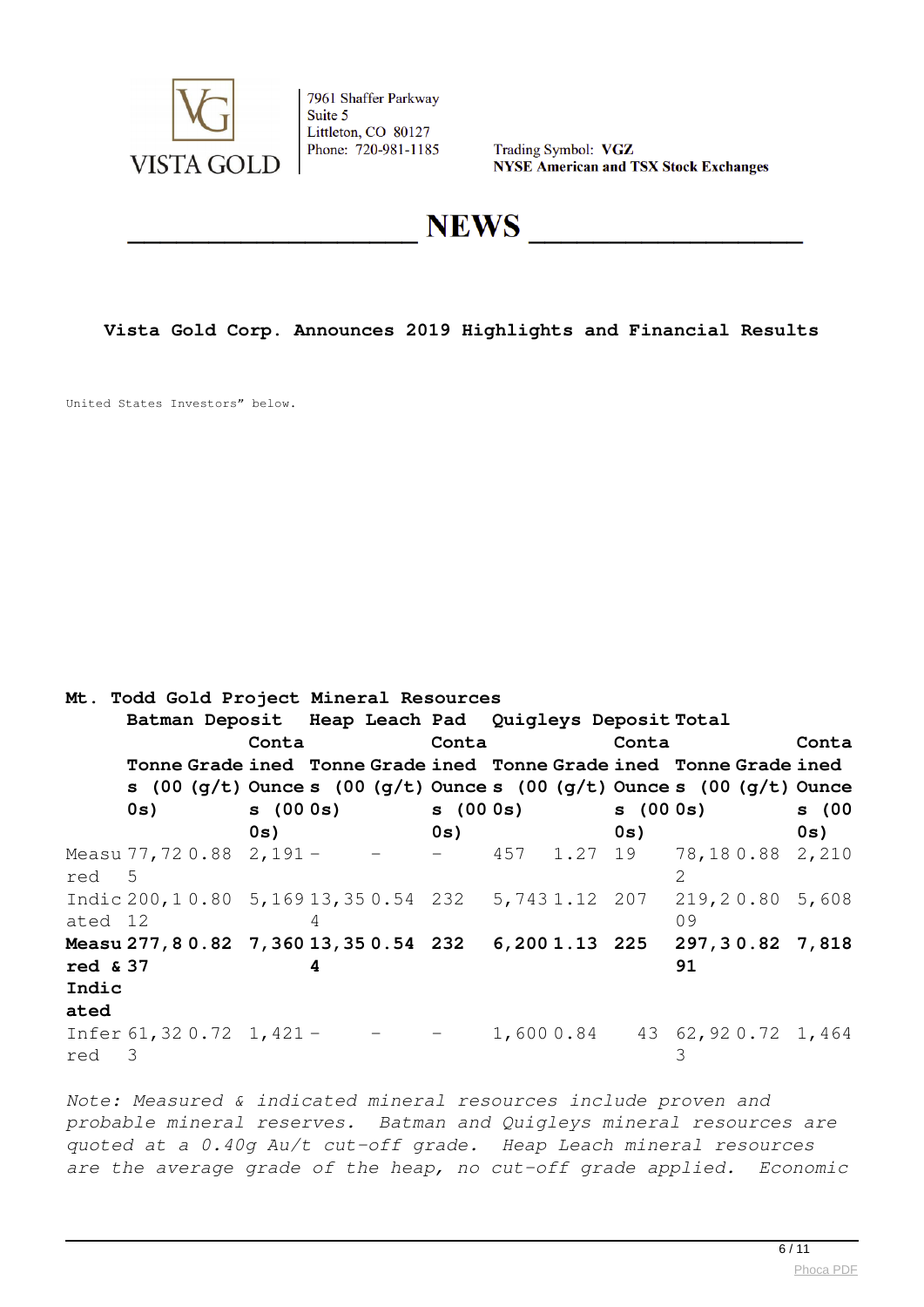# Vista Gold Corp. Announces 2019 Highlights and Financial Results

United States Investors" below.

**Mt. Todd Gold Project Mineral Resources**

| | Batman Deposit | | | Heap Leach Pad | | | Quigleys Deposit | | | Total | | |
|---|---|---|---|---|---|---|---|---|---|---|---|---|
| | **Tonnes (000s)** | **Grade (g/t)** | **Contained Ounces (000s)** | **Tonnes (000s)** | **Grade (g/t)** | **Contained Ounces (000s)** | **Tonnes (000s)** | **Grade (g/t)** | **Contained Ounces (000s)** | **Tonnes (000s)** | **Grade (g/t)** | **Contained Ounces (000s)** |
| Measured | 77,725 | 0.88 | 2,191 | – | – | – | 457 | 1.27 | 19 | 78,182 | 0.88 | 2,210 |
| Indicated | 200,112 | 0.80 | 5,169 | 13,354 | 0.54 | 232 | 5,743 | 1.12 | 207 | 219,209 | 0.80 | 5,608 |
| **Measured & Indicated** | **277,837** | **0.82** | **7,360** | **13,354** | **0.54** | **232** | **6,200** | **1.13** | **225** | **297,391** | **0.82** | **7,818** |
| Inferred | 61,323 | 0.72 | 1,421 | – | – | – | 1,600 | 0.84 | 43 | 62,923 | 0.72 | 1,464 |

*Note: Measured & indicated mineral resources include proven and probable mineral reserves. Batman and Quigleys mineral resources are quoted at a 0.40g Au/t cut-off grade. Heap Leach mineral resources are the average grade of the heap, no cut-off grade applied. Economic*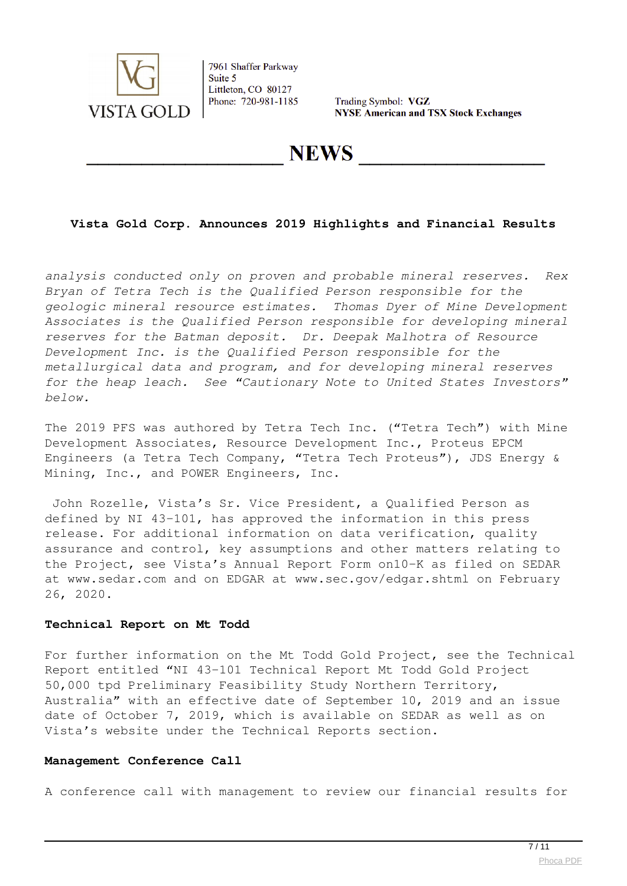*analysis conducted only on proven and probable mineral reserves. Rex Bryan of Tetra Tech is the Qualified Person responsible for the geologic mineral resource estimates. Thomas Dyer of Mine Development Associates is the Qualified Person responsible for developing mineral reserves for the Batman deposit. Dr. Deepak Malhotra of Resource Development Inc. is the Qualified Person responsible for the metallurgical data and program, and for developing mineral reserves for the heap leach. See "Cautionary Note to United States Investors" below.*

The 2019 PFS was authored by Tetra Tech Inc. ("Tetra Tech") with Mine Development Associates, Resource Development Inc., Proteus EPCM Engineers (a Tetra Tech Company, "Tetra Tech Proteus"), JDS Energy & Mining, Inc., and POWER Engineers, Inc.

John Rozelle, Vista's Sr. Vice President, a Qualified Person as defined by NI 43-101, has approved the information in this press release. For additional information on data verification, quality assurance and control, key assumptions and other matters relating to the Project, see Vista's Annual Report Form on10-K as filed on SEDAR at www.sedar.com and on EDGAR at www.sec.gov/edgar.shtml on February 26, 2020.

**Technical Report on Mt Todd**

For further information on the Mt Todd Gold Project, see the Technical Report entitled "NI 43-101 Technical Report Mt Todd Gold Project 50,000 tpd Preliminary Feasibility Study Northern Territory, Australia" with an effective date of September 10, 2019 and an issue date of October 7, 2019, which is available on SEDAR as well as on Vista's website under the Technical Reports section.

**Management Conference Call**

A conference call with management to review our financial results for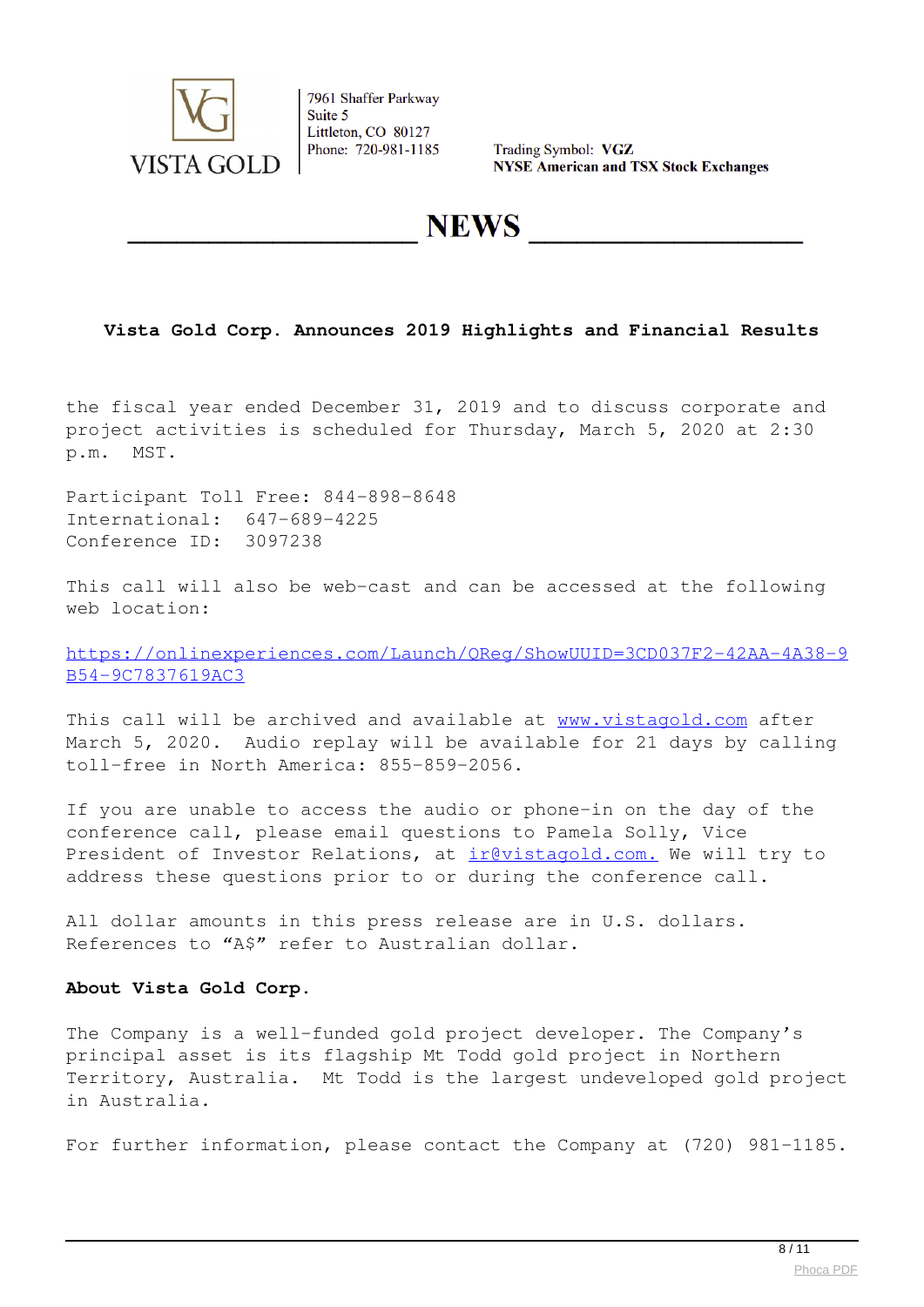### Vista Gold Corp. Announces 2019 Highlights and Financial Results

the fiscal year ended December 31, 2019 and to discuss corporate and project activities is scheduled for Thursday, March 5, 2020 at 2:30 p.m. MST.

Participant Toll Free: 844-898-8648
International: 647-689-4225
Conference ID: 3097238

This call will also be web-cast and can be accessed at the following web location:

https://onlinexperiences.com/Launch/QReg/ShowUUID=3CD037F2-42AA-4A38-9B54-9C7837619AC3

This call will be archived and available at www.vistagold.com after March 5, 2020. Audio replay will be available for 21 days by calling toll-free in North America: 855-859-2056.

If you are unable to access the audio or phone-in on the day of the conference call, please email questions to Pamela Solly, Vice President of Investor Relations, at ir@vistagold.com. We will try to address these questions prior to or during the conference call.

All dollar amounts in this press release are in U.S. dollars. References to "A$" refer to Australian dollar.

**About Vista Gold Corp.**

The Company is a well-funded gold project developer. The Company's principal asset is its flagship Mt Todd gold project in Northern Territory, Australia. Mt Todd is the largest undeveloped gold project in Australia.

For further information, please contact the Company at (720) 981-1185.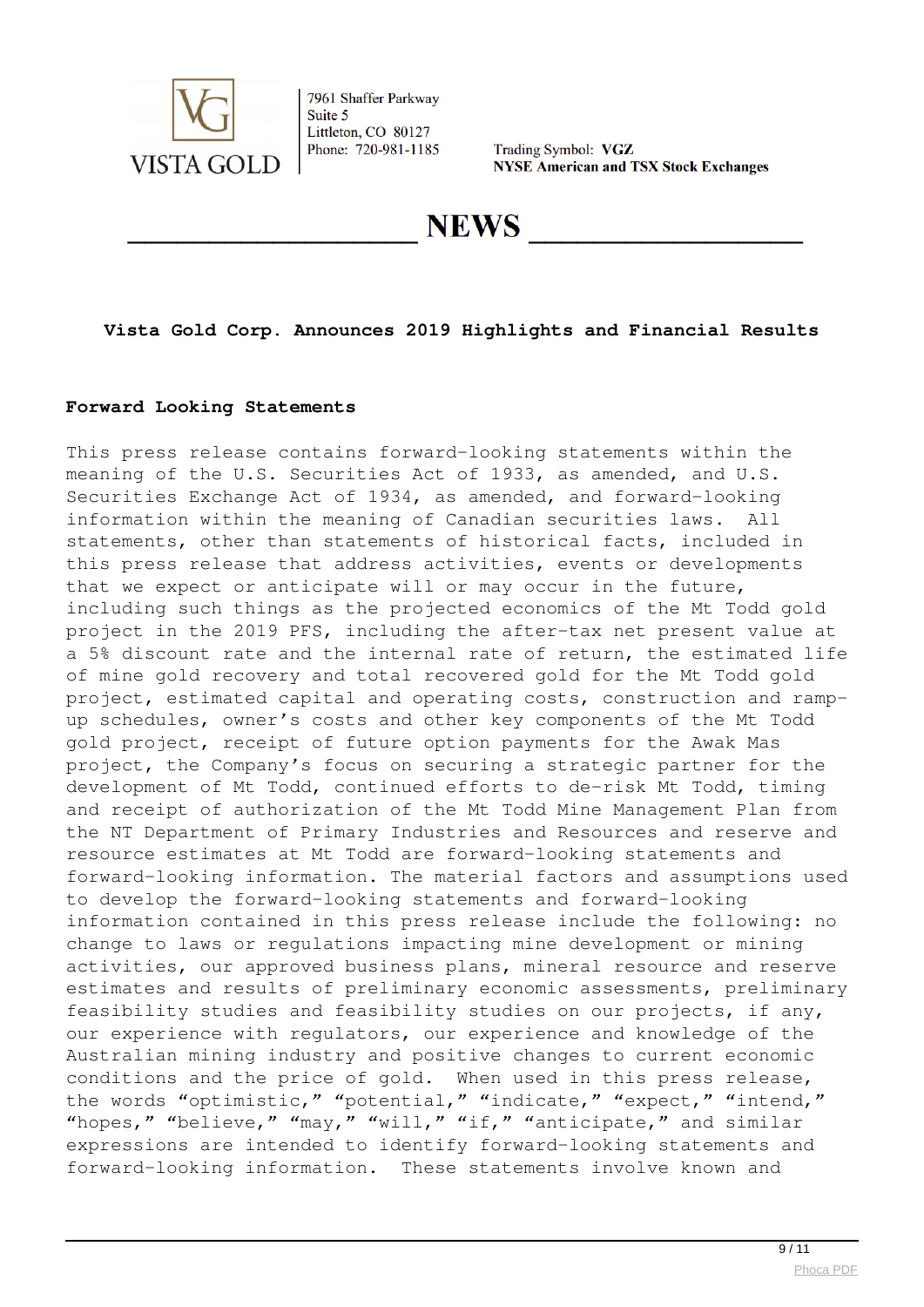# Vista Gold Corp. Announces 2019 Highlights and Financial Results

## Forward Looking Statements

This press release contains forward-looking statements within the meaning of the U.S. Securities Act of 1933, as amended, and U.S. Securities Exchange Act of 1934, as amended, and forward-looking information within the meaning of Canadian securities laws. All statements, other than statements of historical facts, included in this press release that address activities, events or developments that we expect or anticipate will or may occur in the future, including such things as the projected economics of the Mt Todd gold project in the 2019 PFS, including the after-tax net present value at a 5% discount rate and the internal rate of return, the estimated life of mine gold recovery and total recovered gold for the Mt Todd gold project, estimated capital and operating costs, construction and ramp-up schedules, owner's costs and other key components of the Mt Todd gold project, receipt of future option payments for the Awak Mas project, the Company's focus on securing a strategic partner for the development of Mt Todd, continued efforts to de-risk Mt Todd, timing and receipt of authorization of the Mt Todd Mine Management Plan from the NT Department of Primary Industries and Resources and reserve and resource estimates at Mt Todd are forward-looking statements and forward-looking information. The material factors and assumptions used to develop the forward-looking statements and forward-looking information contained in this press release include the following: no change to laws or regulations impacting mine development or mining activities, our approved business plans, mineral resource and reserve estimates and results of preliminary economic assessments, preliminary feasibility studies and feasibility studies on our projects, if any, our experience with regulators, our experience and knowledge of the Australian mining industry and positive changes to current economic conditions and the price of gold. When used in this press release, the words "optimistic," "potential," "indicate," "expect," "intend," "hopes," "believe," "may," "will," "if," "anticipate," and similar expressions are intended to identify forward-looking statements and forward-looking information. These statements involve known and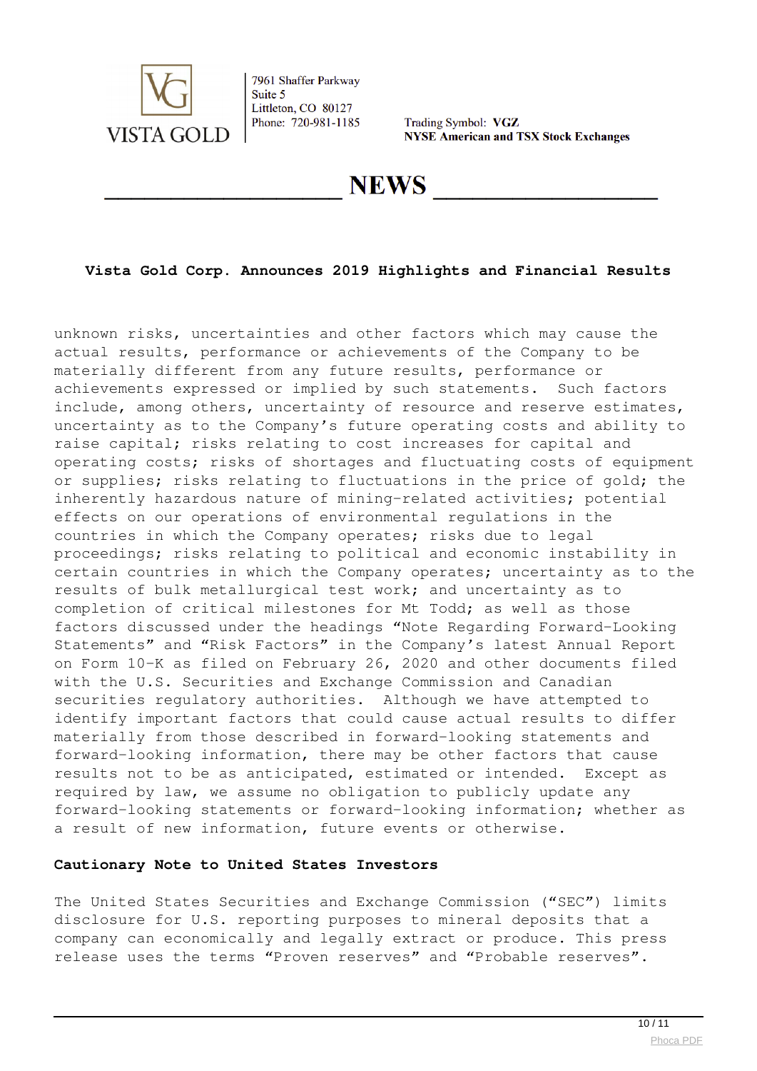unknown risks, uncertainties and other factors which may cause the actual results, performance or achievements of the Company to be materially different from any future results, performance or achievements expressed or implied by such statements. Such factors include, among others, uncertainty of resource and reserve estimates, uncertainty as to the Company's future operating costs and ability to raise capital; risks relating to cost increases for capital and operating costs; risks of shortages and fluctuating costs of equipment or supplies; risks relating to fluctuations in the price of gold; the inherently hazardous nature of mining-related activities; potential effects on our operations of environmental regulations in the countries in which the Company operates; risks due to legal proceedings; risks relating to political and economic instability in certain countries in which the Company operates; uncertainty as to the results of bulk metallurgical test work; and uncertainty as to completion of critical milestones for Mt Todd; as well as those factors discussed under the headings "Note Regarding Forward-Looking Statements" and "Risk Factors" in the Company's latest Annual Report on Form 10-K as filed on February 26, 2020 and other documents filed with the U.S. Securities and Exchange Commission and Canadian securities regulatory authorities. Although we have attempted to identify important factors that could cause actual results to differ materially from those described in forward-looking statements and forward-looking information, there may be other factors that cause results not to be as anticipated, estimated or intended. Except as required by law, we assume no obligation to publicly update any forward-looking statements or forward-looking information; whether as a result of new information, future events or otherwise.

**Cautionary Note to United States Investors**

The United States Securities and Exchange Commission ("SEC") limits disclosure for U.S. reporting purposes to mineral deposits that a company can economically and legally extract or produce. This press release uses the terms "Proven reserves" and "Probable reserves".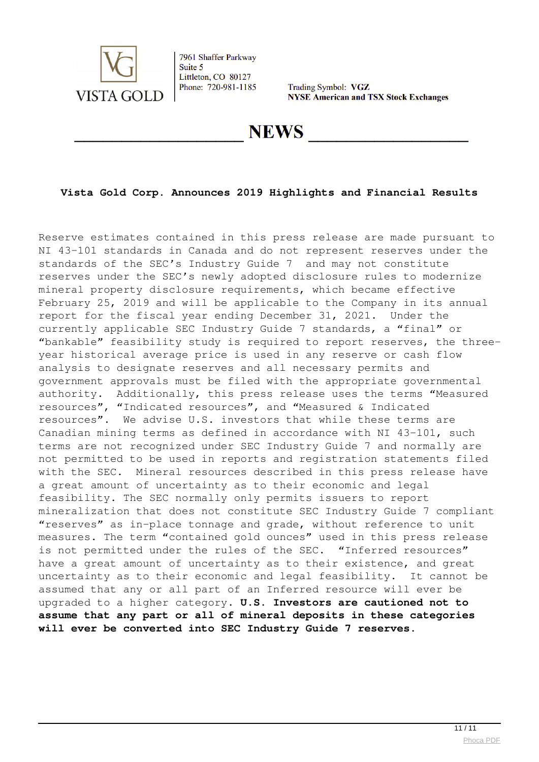VISTA GOLD

7961 Shaffer Parkway
Suite 5
Littleton, CO 80127
Phone: 720-981-1185

Trading Symbol: **VGZ**
**NYSE American and TSX Stock Exchanges**

# NEWS

### Vista Gold Corp. Announces 2019 Highlights and Financial Results

Reserve estimates contained in this press release are made pursuant to NI 43-101 standards in Canada and do not represent reserves under the standards of the SEC's Industry Guide 7 and may not constitute reserves under the SEC's newly adopted disclosure rules to modernize mineral property disclosure requirements, which became effective February 25, 2019 and will be applicable to the Company in its annual report for the fiscal year ending December 31, 2021. Under the currently applicable SEC Industry Guide 7 standards, a "final" or "bankable" feasibility study is required to report reserves, the three-year historical average price is used in any reserve or cash flow analysis to designate reserves and all necessary permits and government approvals must be filed with the appropriate governmental authority. Additionally, this press release uses the terms "Measured resources", "Indicated resources", and "Measured & Indicated resources". We advise U.S. investors that while these terms are Canadian mining terms as defined in accordance with NI 43-101, such terms are not recognized under SEC Industry Guide 7 and normally are not permitted to be used in reports and registration statements filed with the SEC. Mineral resources described in this press release have a great amount of uncertainty as to their economic and legal feasibility. The SEC normally only permits issuers to report mineralization that does not constitute SEC Industry Guide 7 compliant "reserves" as in-place tonnage and grade, without reference to unit measures. The term "contained gold ounces" used in this press release is not permitted under the rules of the SEC. "Inferred resources" have a great amount of uncertainty as to their existence, and great uncertainty as to their economic and legal feasibility. It cannot be assumed that any or all part of an Inferred resource will ever be upgraded to a higher category. **U.S. Investors are cautioned not to assume that any part or all of mineral deposits in these categories will ever be converted into SEC Industry Guide 7 reserves.**